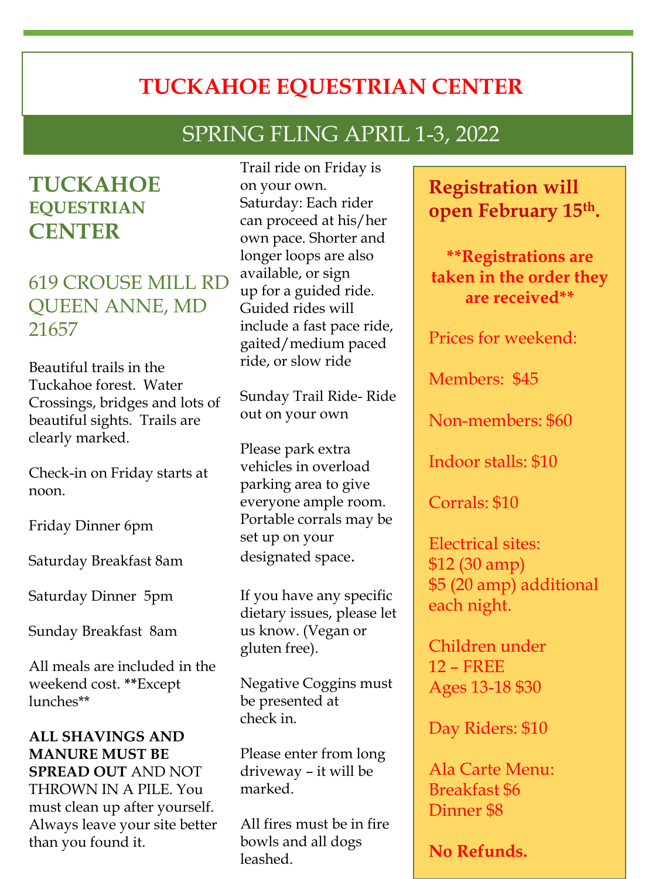# TUCKAHOE EQUESTRIAN CENTER

## SPRING FLING APRIL 1-3, 2022

## TUCKAHOE EQUESTRIAN CENTER

### 619 CROUSE MILL RD QUEEN ANNE, MD 21657

Beautiful trails in the Tuckahoe forest. Water Crossings, bridges and lots of beautiful sights. Trails are clearly marked.

Check-in on Friday starts at noon.

Friday Dinner 6pm

Saturday Breakfast 8am

Saturday Dinner 5pm

Sunday Breakfast 8am

All meals are included in the weekend cost. **Except lunches**

**ALL SHAVINGS AND MANURE MUST BE SPREAD OUT** AND NOT THROWN IN A PILE. You must clean up after yourself. Always leave your site better than you found it.

Trail ride on Friday is on your own.
Saturday: Each rider can proceed at his/her own pace. Shorter and longer loops are also available, or sign up for a guided ride. Guided rides will include a fast pace ride, gaited/medium paced ride, or slow ride

Sunday Trail Ride- Ride out on your own

Please park extra vehicles in overload parking area to give everyone ample room. Portable corrals may be set up on your designated space.

If you have any specific dietary issues, please let us know. (Vegan or gluten free).

Negative Coggins must be presented at check in.

Please enter from long driveway – it will be marked.

All fires must be in fire bowls and all dogs leashed.

**Registration will open February 15th.**

**\*\*Registrations are taken in the order they are received\*\***

Prices for weekend:

Members: $45

Non-members: $60

Indoor stalls: $10

Corrals: $10

Electrical sites:
$12 (30 amp)
$5 (20 amp) additional each night.

Children under 12 – FREE
Ages 13-18 $30

Day Riders: $10

Ala Carte Menu:
Breakfast $6
Dinner $8

**No Refunds.**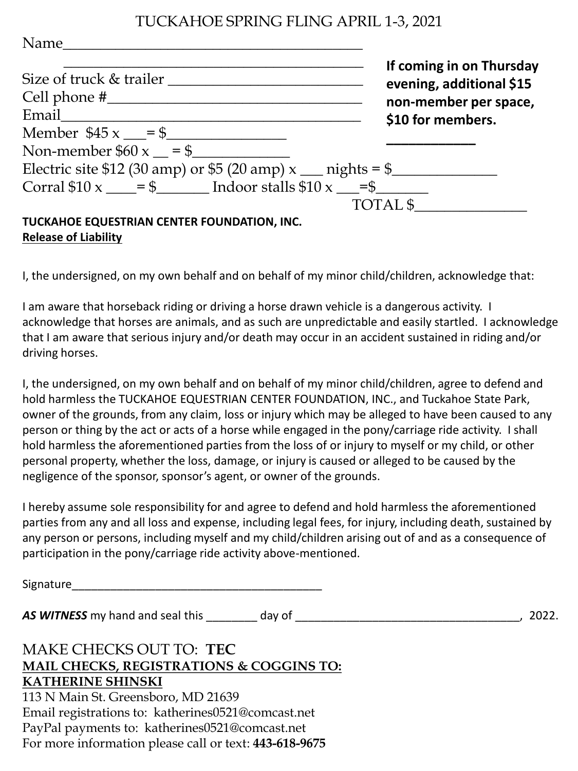# TUCKAHOE SPRING FLING APRIL 1-3, 2021

Name_________________________________________

_________________________________________

Size of truck & trailer ___________________________

Cell phone #_________________________________

Email_______________________________________

Member $45 x ___= $________________

Non-member $60 x __ = $_____________

Electric site $12 (30 amp) or $5 (20 amp) x ___ nights = $______________

Corral $10 x ____= $_______ Indoor stalls $10 x ___=$_______

TOTAL $_______________

**If coming in on Thursday evening, additional $15 non-member per space, $10 for members.**

___________

**TUCKAHOE EQUESTRIAN CENTER FOUNDATION, INC.**
**Release of Liability**

I, the undersigned, on my own behalf and on behalf of my minor child/children, acknowledge that:

I am aware that horseback riding or driving a horse drawn vehicle is a dangerous activity. I acknowledge that horses are animals, and as such are unpredictable and easily startled. I acknowledge that I am aware that serious injury and/or death may occur in an accident sustained in riding and/or driving horses.

I, the undersigned, on my own behalf and on behalf of my minor child/children, agree to defend and hold harmless the TUCKAHOE EQUESTRIAN CENTER FOUNDATION, INC., and Tuckahoe State Park, owner of the grounds, from any claim, loss or injury which may be alleged to have been caused to any person or thing by the act or acts of a horse while engaged in the pony/carriage ride activity. I shall hold harmless the aforementioned parties from the loss of or injury to myself or my child, or other personal property, whether the loss, damage, or injury is caused or alleged to be caused by the negligence of the sponsor, sponsor's agent, or owner of the grounds.

I hereby assume sole responsibility for and agree to defend and hold harmless the aforementioned parties from any and all loss and expense, including legal fees, for injury, including death, sustained by any person or persons, including myself and my child/children arising out of and as a consequence of participation in the pony/carriage ride activity above-mentioned.

Signature________________________________________

***AS WITNESS*** my hand and seal this ________ day of ____________________________________, 2022.

MAKE CHECKS OUT TO: **TEC**

**MAIL CHECKS, REGISTRATIONS & COGGINS TO:**
**KATHERINE SHINSKI**

113 N Main St. Greensboro, MD 21639

Email registrations to: katherines0521@comcast.net

PayPal payments to: katherines0521@comcast.net

For more information please call or text: **443-618-9675**